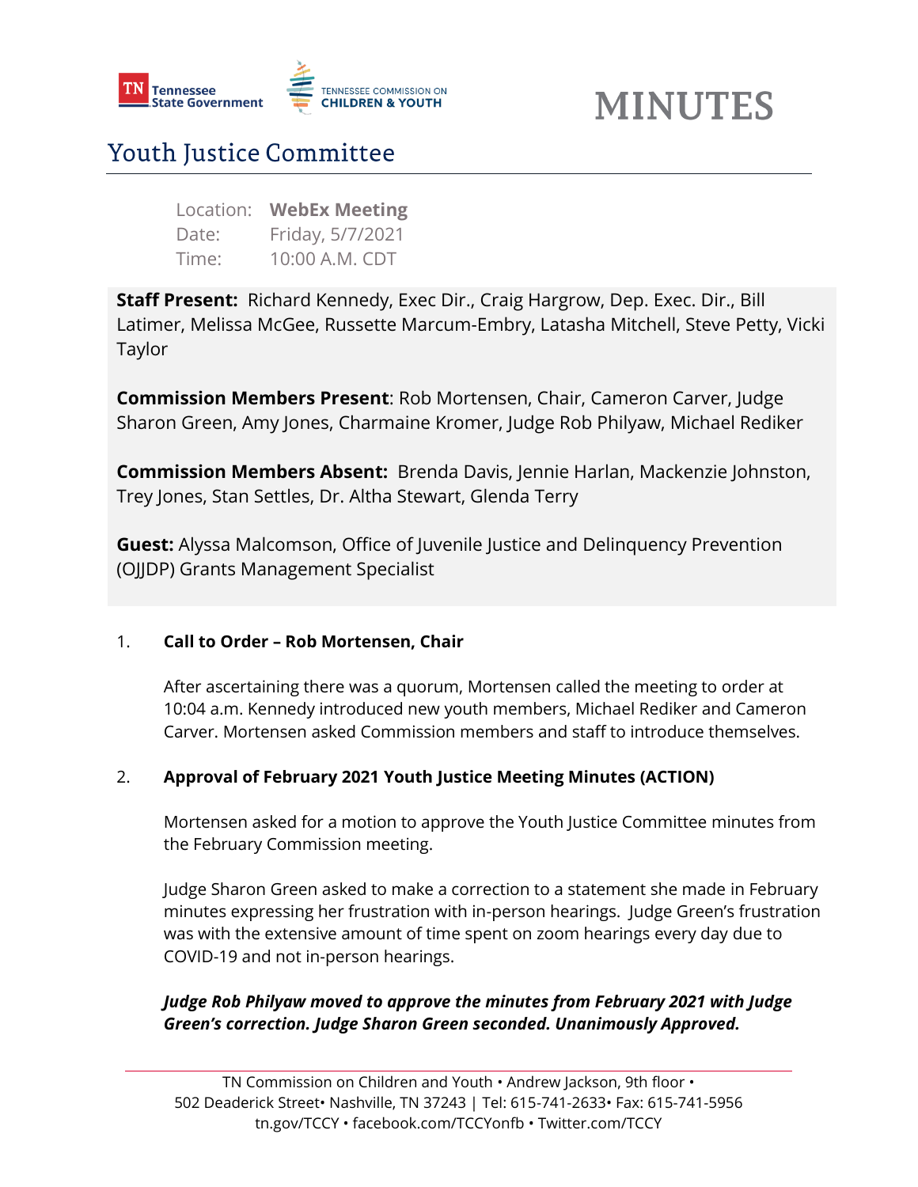# MINUTES

## Youth Justice Committee

Location: **WebEx Meeting**
Date: Friday, 5/7/2021
Time: 10:00 A.M. CDT

**Staff Present:** Richard Kennedy, Exec Dir., Craig Hargrow, Dep. Exec. Dir., Bill Latimer, Melissa McGee, Russette Marcum-Embry, Latasha Mitchell, Steve Petty, Vicki Taylor

**Commission Members Present**: Rob Mortensen, Chair, Cameron Carver, Judge Sharon Green, Amy Jones, Charmaine Kromer, Judge Rob Philyaw, Michael Rediker

**Commission Members Absent:** Brenda Davis, Jennie Harlan, Mackenzie Johnston, Trey Jones, Stan Settles, Dr. Altha Stewart, Glenda Terry

**Guest:** Alyssa Malcomson, Office of Juvenile Justice and Delinquency Prevention (OJJDP) Grants Management Specialist

1. **Call to Order – Rob Mortensen, Chair**

   After ascertaining there was a quorum, Mortensen called the meeting to order at 10:04 a.m. Kennedy introduced new youth members, Michael Rediker and Cameron Carver. Mortensen asked Commission members and staff to introduce themselves.

2. **Approval of February 2021 Youth Justice Meeting Minutes (ACTION)**

   Mortensen asked for a motion to approve the Youth Justice Committee minutes from the February Commission meeting.

   Judge Sharon Green asked to make a correction to a statement she made in February minutes expressing her frustration with in-person hearings. Judge Green's frustration was with the extensive amount of time spent on zoom hearings every day due to COVID-19 and not in-person hearings.

   ***Judge Rob Philyaw moved to approve the minutes from February 2021 with Judge Green's correction. Judge Sharon Green seconded. Unanimously Approved.***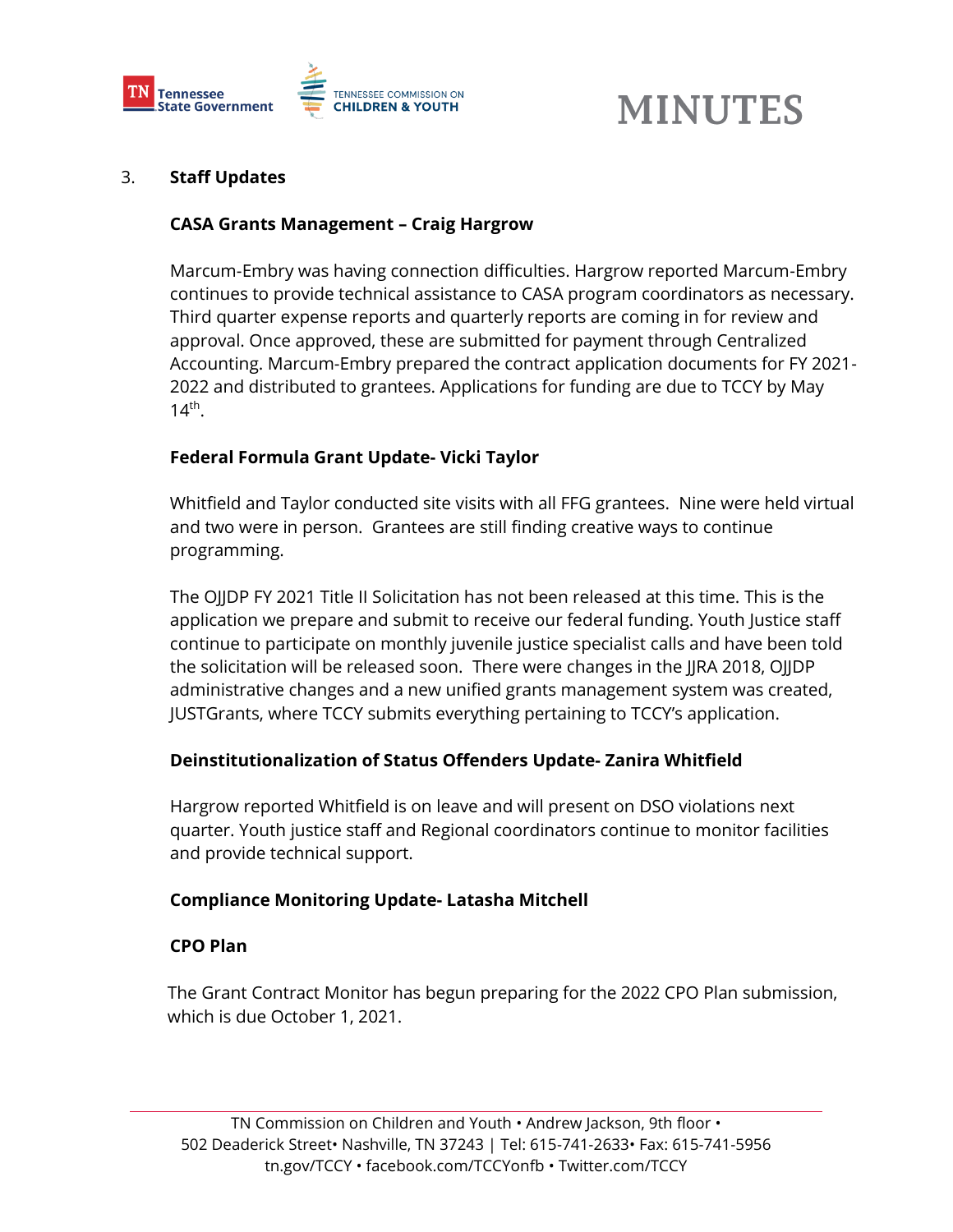3. **Staff Updates**

**CASA Grants Management – Craig Hargrow**

Marcum-Embry was having connection difficulties. Hargrow reported Marcum-Embry continues to provide technical assistance to CASA program coordinators as necessary. Third quarter expense reports and quarterly reports are coming in for review and approval. Once approved, these are submitted for payment through Centralized Accounting. Marcum-Embry prepared the contract application documents for FY 2021-2022 and distributed to grantees. Applications for funding are due to TCCY by May 14th.

**Federal Formula Grant Update- Vicki Taylor**

Whitfield and Taylor conducted site visits with all FFG grantees. Nine were held virtual and two were in person. Grantees are still finding creative ways to continue programming.

The OJJDP FY 2021 Title II Solicitation has not been released at this time. This is the application we prepare and submit to receive our federal funding. Youth Justice staff continue to participate on monthly juvenile justice specialist calls and have been told the solicitation will be released soon. There were changes in the JJRA 2018, OJJDP administrative changes and a new unified grants management system was created, JUSTGrants, where TCCY submits everything pertaining to TCCY's application.

**Deinstitutionalization of Status Offenders Update- Zanira Whitfield**

Hargrow reported Whitfield is on leave and will present on DSO violations next quarter. Youth justice staff and Regional coordinators continue to monitor facilities and provide technical support.

**Compliance Monitoring Update- Latasha Mitchell**

**CPO Plan**

The Grant Contract Monitor has begun preparing for the 2022 CPO Plan submission, which is due October 1, 2021.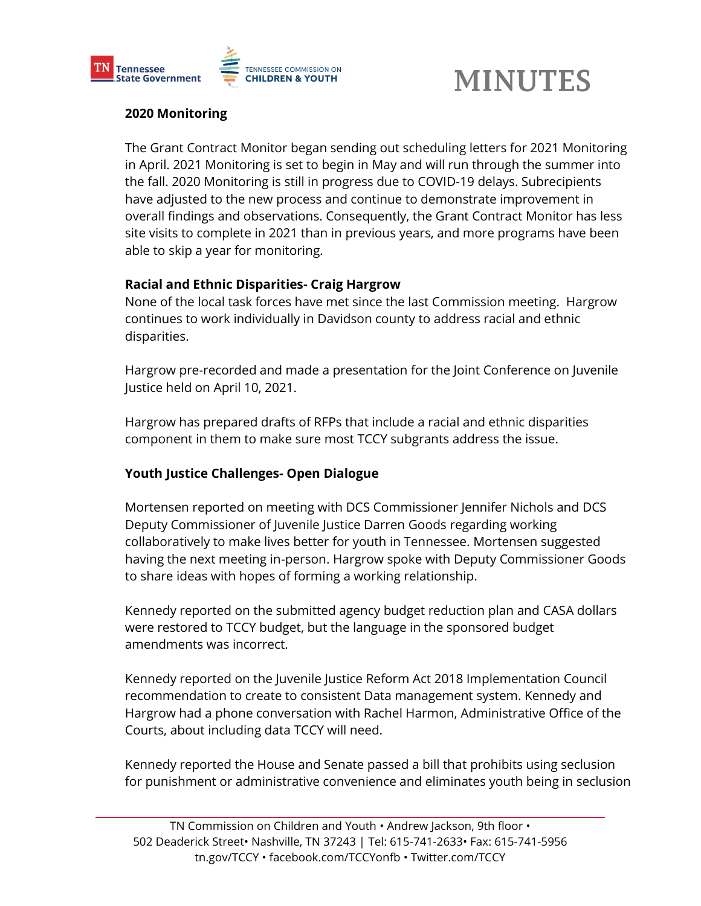**2020 Monitoring**

The Grant Contract Monitor began sending out scheduling letters for 2021 Monitoring in April. 2021 Monitoring is set to begin in May and will run through the summer into the fall. 2020 Monitoring is still in progress due to COVID-19 delays. Subrecipients have adjusted to the new process and continue to demonstrate improvement in overall findings and observations. Consequently, the Grant Contract Monitor has less site visits to complete in 2021 than in previous years, and more programs have been able to skip a year for monitoring.

**Racial and Ethnic Disparities- Craig Hargrow**

None of the local task forces have met since the last Commission meeting. Hargrow continues to work individually in Davidson county to address racial and ethnic disparities.

Hargrow pre-recorded and made a presentation for the Joint Conference on Juvenile Justice held on April 10, 2021.

Hargrow has prepared drafts of RFPs that include a racial and ethnic disparities component in them to make sure most TCCY subgrants address the issue.

**Youth Justice Challenges- Open Dialogue**

Mortensen reported on meeting with DCS Commissioner Jennifer Nichols and DCS Deputy Commissioner of Juvenile Justice Darren Goods regarding working collaboratively to make lives better for youth in Tennessee. Mortensen suggested having the next meeting in-person. Hargrow spoke with Deputy Commissioner Goods to share ideas with hopes of forming a working relationship.

Kennedy reported on the submitted agency budget reduction plan and CASA dollars were restored to TCCY budget, but the language in the sponsored budget amendments was incorrect.

Kennedy reported on the Juvenile Justice Reform Act 2018 Implementation Council recommendation to create to consistent Data management system. Kennedy and Hargrow had a phone conversation with Rachel Harmon, Administrative Office of the Courts, about including data TCCY will need.

Kennedy reported the House and Senate passed a bill that prohibits using seclusion for punishment or administrative convenience and eliminates youth being in seclusion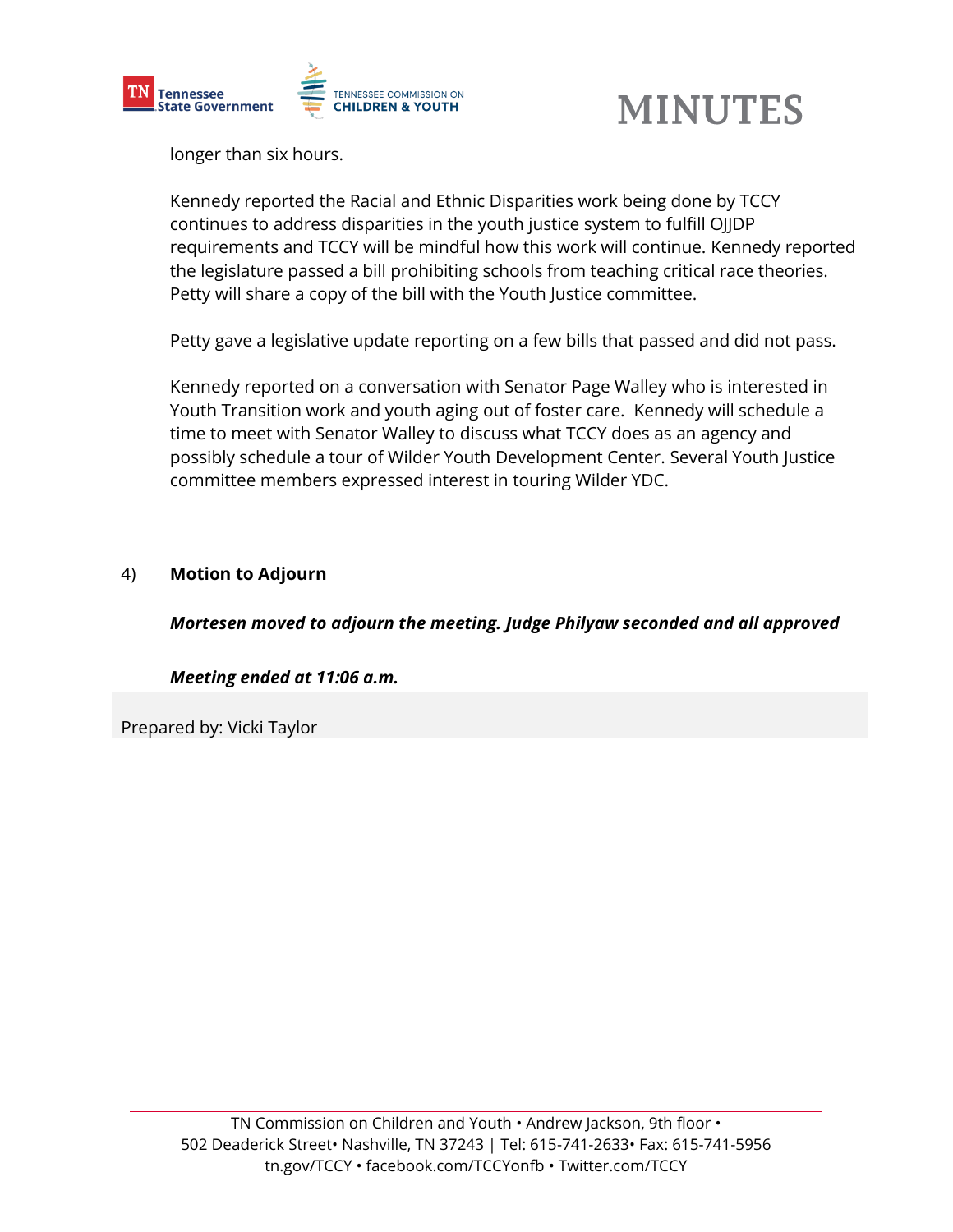longer than six hours.

Kennedy reported the Racial and Ethnic Disparities work being done by TCCY continues to address disparities in the youth justice system to fulfill OJJDP requirements and TCCY will be mindful how this work will continue. Kennedy reported the legislature passed a bill prohibiting schools from teaching critical race theories. Petty will share a copy of the bill with the Youth Justice committee.

Petty gave a legislative update reporting on a few bills that passed and did not pass.

Kennedy reported on a conversation with Senator Page Walley who is interested in Youth Transition work and youth aging out of foster care. Kennedy will schedule a time to meet with Senator Walley to discuss what TCCY does as an agency and possibly schedule a tour of Wilder Youth Development Center. Several Youth Justice committee members expressed interest in touring Wilder YDC.

4) **Motion to Adjourn**

***Mortesen moved to adjourn the meeting. Judge Philyaw seconded and all approved***

***Meeting ended at 11:06 a.m.***

Prepared by: Vicki Taylor